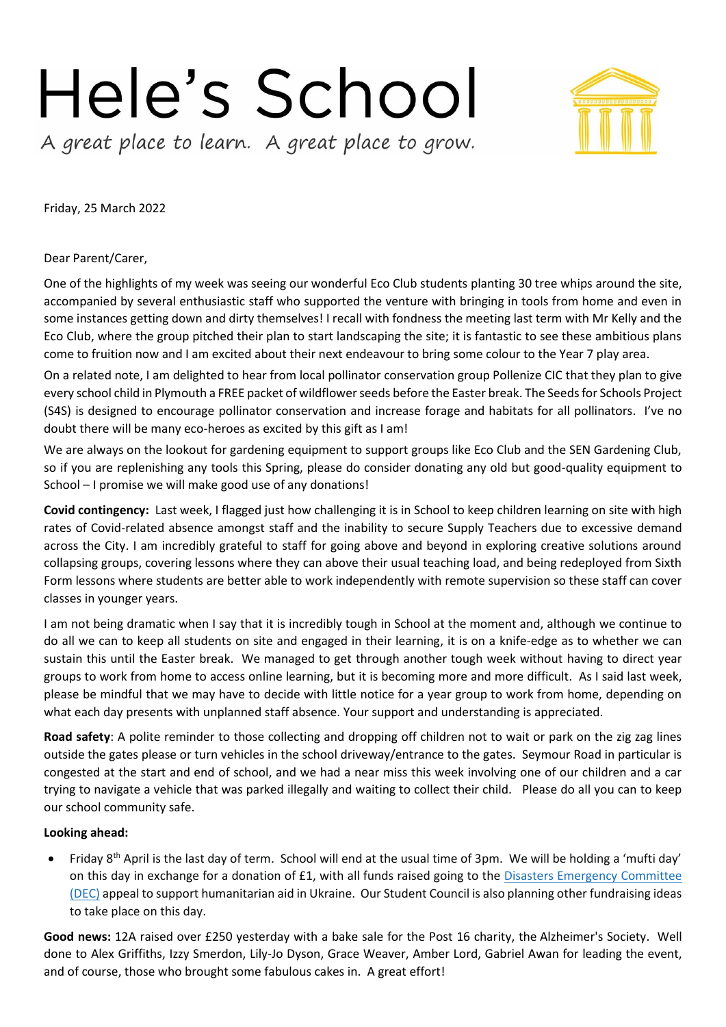# Hele's School

*A great place to learn. A great place to grow.*

Friday, 25 March 2022

Dear Parent/Carer,

One of the highlights of my week was seeing our wonderful Eco Club students planting 30 tree whips around the site, accompanied by several enthusiastic staff who supported the venture with bringing in tools from home and even in some instances getting down and dirty themselves! I recall with fondness the meeting last term with Mr Kelly and the Eco Club, where the group pitched their plan to start landscaping the site; it is fantastic to see these ambitious plans come to fruition now and I am excited about their next endeavour to bring some colour to the Year 7 play area.

On a related note, I am delighted to hear from local pollinator conservation group Pollenize CIC that they plan to give every school child in Plymouth a FREE packet of wildflower seeds before the Easter break. The Seeds for Schools Project (S4S) is designed to encourage pollinator conservation and increase forage and habitats for all pollinators. I've no doubt there will be many eco-heroes as excited by this gift as I am!

We are always on the lookout for gardening equipment to support groups like Eco Club and the SEN Gardening Club, so if you are replenishing any tools this Spring, please do consider donating any old but good-quality equipment to School – I promise we will make good use of any donations!

**Covid contingency:** Last week, I flagged just how challenging it is in School to keep children learning on site with high rates of Covid-related absence amongst staff and the inability to secure Supply Teachers due to excessive demand across the City. I am incredibly grateful to staff for going above and beyond in exploring creative solutions around collapsing groups, covering lessons where they can above their usual teaching load, and being redeployed from Sixth Form lessons where students are better able to work independently with remote supervision so these staff can cover classes in younger years.

I am not being dramatic when I say that it is incredibly tough in School at the moment and, although we continue to do all we can to keep all students on site and engaged in their learning, it is on a knife-edge as to whether we can sustain this until the Easter break. We managed to get through another tough week without having to direct year groups to work from home to access online learning, but it is becoming more and more difficult. As I said last week, please be mindful that we may have to decide with little notice for a year group to work from home, depending on what each day presents with unplanned staff absence. Your support and understanding is appreciated.

**Road safety**: A polite reminder to those collecting and dropping off children not to wait or park on the zig zag lines outside the gates please or turn vehicles in the school driveway/entrance to the gates. Seymour Road in particular is congested at the start and end of school, and we had a near miss this week involving one of our children and a car trying to navigate a vehicle that was parked illegally and waiting to collect their child. Please do all you can to keep our school community safe.

**Looking ahead:**

- Friday 8th April is the last day of term. School will end at the usual time of 3pm. We will be holding a 'mufti day' on this day in exchange for a donation of £1, with all funds raised going to the Disasters Emergency Committee (DEC) appeal to support humanitarian aid in Ukraine. Our Student Council is also planning other fundraising ideas to take place on this day.

**Good news:** 12A raised over £250 yesterday with a bake sale for the Post 16 charity, the Alzheimer's Society. Well done to Alex Griffiths, Izzy Smerdon, Lily-Jo Dyson, Grace Weaver, Amber Lord, Gabriel Awan for leading the event, and of course, those who brought some fabulous cakes in. A great effort!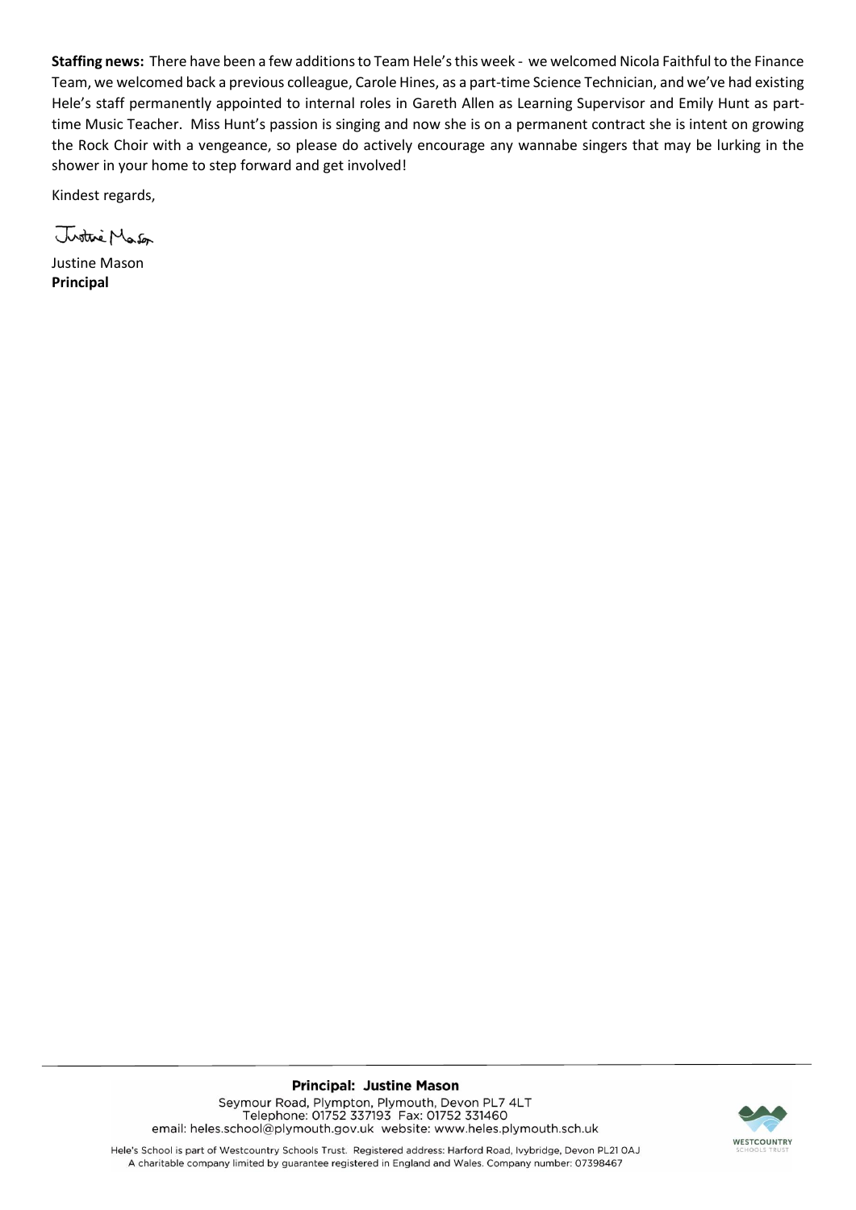**Staffing news:** There have been a few additions to Team Hele's this week - we welcomed Nicola Faithful to the Finance Team, we welcomed back a previous colleague, Carole Hines, as a part-time Science Technician, and we've had existing Hele's staff permanently appointed to internal roles in Gareth Allen as Learning Supervisor and Emily Hunt as part-time Music Teacher. Miss Hunt's passion is singing and now she is on a permanent contract she is intent on growing the Rock Choir with a vengeance, so please do actively encourage any wannabe singers that may be lurking in the shower in your home to step forward and get involved!

Kindest regards,

Justine Mason
**Principal**